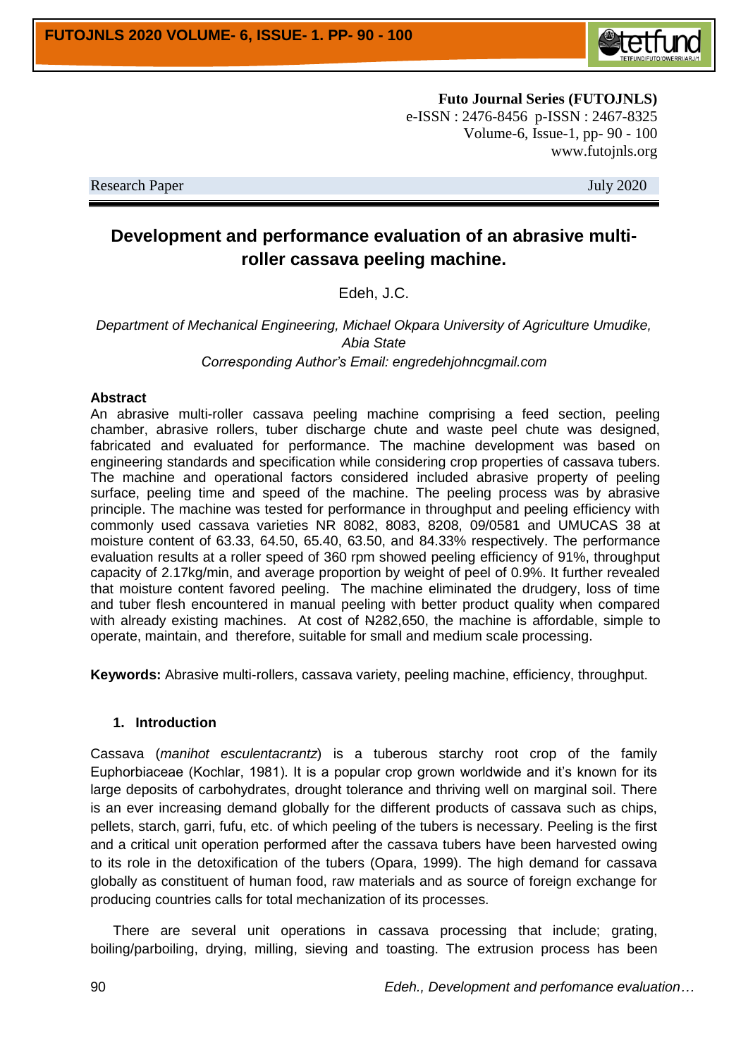**Futo Journal Series (FUTOJNLS)**
e-ISSN : 2476-8456 p-ISSN : 2467-8325
Volume-6, Issue-1, pp- 90 - 100
www.futojnls.org

Research Paper July 2020

# Development and performance evaluation of an abrasive multi-roller cassava peeling machine.

Edeh, J.C.

*Department of Mechanical Engineering, Michael Okpara University of Agriculture Umudike, Abia State*

*Corresponding Author's Email: engredehjohncgmail.com*

## Abstract

An abrasive multi-roller cassava peeling machine comprising a feed section, peeling chamber, abrasive rollers, tuber discharge chute and waste peel chute was designed, fabricated and evaluated for performance. The machine development was based on engineering standards and specification while considering crop properties of cassava tubers. The machine and operational factors considered included abrasive property of peeling surface, peeling time and speed of the machine. The peeling process was by abrasive principle. The machine was tested for performance in throughput and peeling efficiency with commonly used cassava varieties NR 8082, 8083, 8208, 09/0581 and UMUCAS 38 at moisture content of 63.33, 64.50, 65.40, 63.50, and 84.33% respectively. The performance evaluation results at a roller speed of 360 rpm showed peeling efficiency of 91%, throughput capacity of 2.17kg/min, and average proportion by weight of peel of 0.9%. It further revealed that moisture content favored peeling. The machine eliminated the drudgery, loss of time and tuber flesh encountered in manual peeling with better product quality when compared with already existing machines. At cost of ₦282,650, the machine is affordable, simple to operate, maintain, and therefore, suitable for small and medium scale processing.

**Keywords:** Abrasive multi-rollers, cassava variety, peeling machine, efficiency, throughput.

## 1. Introduction

Cassava (*manihot esculentacrantz*) is a tuberous starchy root crop of the family Euphorbiaceae (Kochlar, 1981). It is a popular crop grown worldwide and it's known for its large deposits of carbohydrates, drought tolerance and thriving well on marginal soil. There is an ever increasing demand globally for the different products of cassava such as chips, pellets, starch, garri, fufu, etc. of which peeling of the tubers is necessary. Peeling is the first and a critical unit operation performed after the cassava tubers have been harvested owing to its role in the detoxification of the tubers (Opara, 1999). The high demand for cassava globally as constituent of human food, raw materials and as source of foreign exchange for producing countries calls for total mechanization of its processes.

There are several unit operations in cassava processing that include; grating, boiling/parboiling, drying, milling, sieving and toasting. The extrusion process has been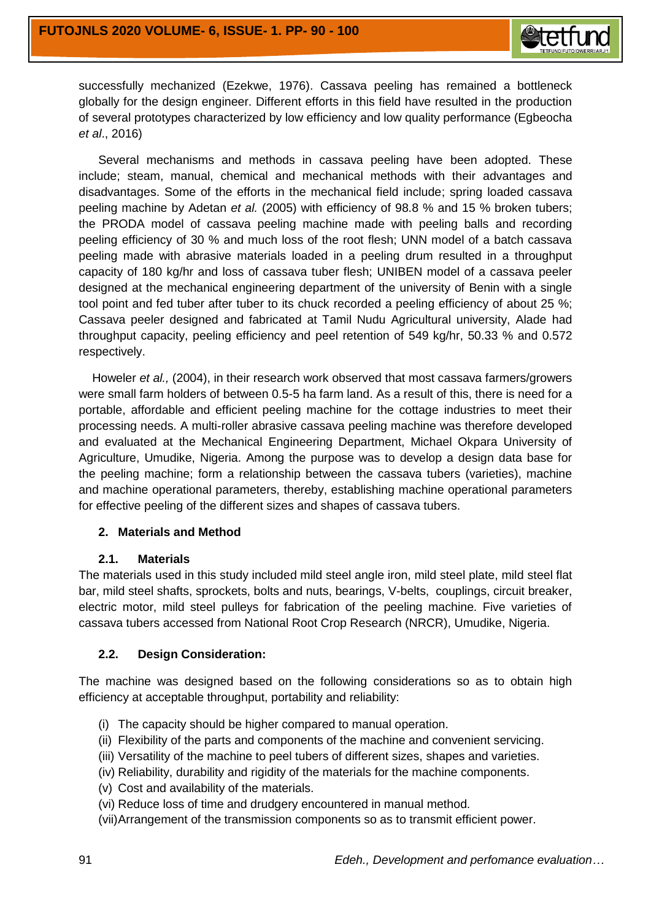successfully mechanized (Ezekwe, 1976). Cassava peeling has remained a bottleneck globally for the design engineer. Different efforts in this field have resulted in the production of several prototypes characterized by low efficiency and low quality performance (Egbeocha *et al*., 2016)

Several mechanisms and methods in cassava peeling have been adopted. These include; steam, manual, chemical and mechanical methods with their advantages and disadvantages. Some of the efforts in the mechanical field include; spring loaded cassava peeling machine by Adetan *et al.* (2005) with efficiency of 98.8 % and 15 % broken tubers; the PRODA model of cassava peeling machine made with peeling balls and recording peeling efficiency of 30 % and much loss of the root flesh; UNN model of a batch cassava peeling made with abrasive materials loaded in a peeling drum resulted in a throughput capacity of 180 kg/hr and loss of cassava tuber flesh; UNIBEN model of a cassava peeler designed at the mechanical engineering department of the university of Benin with a single tool point and fed tuber after tuber to its chuck recorded a peeling efficiency of about 25 %; Cassava peeler designed and fabricated at Tamil Nudu Agricultural university, Alade had throughput capacity, peeling efficiency and peel retention of 549 kg/hr, 50.33 % and 0.572 respectively.

Howeler *et al.,* (2004), in their research work observed that most cassava farmers/growers were small farm holders of between 0.5-5 ha farm land. As a result of this, there is need for a portable, affordable and efficient peeling machine for the cottage industries to meet their processing needs. A multi-roller abrasive cassava peeling machine was therefore developed and evaluated at the Mechanical Engineering Department, Michael Okpara University of Agriculture, Umudike, Nigeria. Among the purpose was to develop a design data base for the peeling machine; form a relationship between the cassava tubers (varieties), machine and machine operational parameters, thereby, establishing machine operational parameters for effective peeling of the different sizes and shapes of cassava tubers.

## 2. Materials and Method

### 2.1. Materials

The materials used in this study included mild steel angle iron, mild steel plate, mild steel flat bar, mild steel shafts, sprockets, bolts and nuts, bearings, V-belts, couplings, circuit breaker, electric motor, mild steel pulleys for fabrication of the peeling machine. Five varieties of cassava tubers accessed from National Root Crop Research (NRCR), Umudike, Nigeria.

### 2.2. Design Consideration:

The machine was designed based on the following considerations so as to obtain high efficiency at acceptable throughput, portability and reliability:

(i) The capacity should be higher compared to manual operation.
(ii) Flexibility of the parts and components of the machine and convenient servicing.
(iii) Versatility of the machine to peel tubers of different sizes, shapes and varieties.
(iv) Reliability, durability and rigidity of the materials for the machine components.
(v) Cost and availability of the materials.
(vi) Reduce loss of time and drudgery encountered in manual method.
(vii) Arrangement of the transmission components so as to transmit efficient power.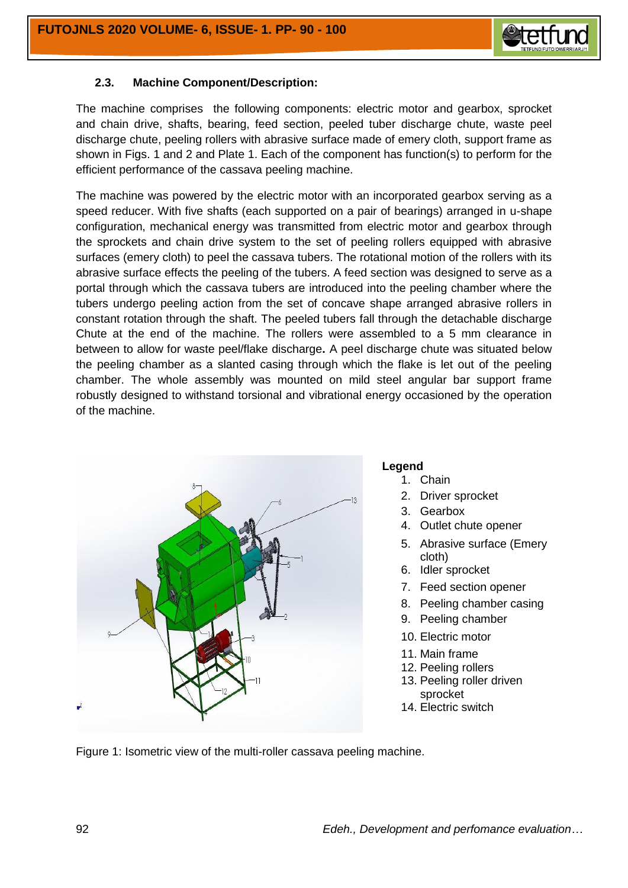### 2.3. Machine Component/Description:

The machine comprises the following components: electric motor and gearbox, sprocket and chain drive, shafts, bearing, feed section, peeled tuber discharge chute, waste peel discharge chute, peeling rollers with abrasive surface made of emery cloth, support frame as shown in Figs. 1 and 2 and Plate 1. Each of the component has function(s) to perform for the efficient performance of the cassava peeling machine.

The machine was powered by the electric motor with an incorporated gearbox serving as a speed reducer. With five shafts (each supported on a pair of bearings) arranged in u-shape configuration, mechanical energy was transmitted from electric motor and gearbox through the sprockets and chain drive system to the set of peeling rollers equipped with abrasive surfaces (emery cloth) to peel the cassava tubers. The rotational motion of the rollers with its abrasive surface effects the peeling of the tubers. A feed section was designed to serve as a portal through which the cassava tubers are introduced into the peeling chamber where the tubers undergo peeling action from the set of concave shape arranged abrasive rollers in constant rotation through the shaft. The peeled tubers fall through the detachable discharge Chute at the end of the machine. The rollers were assembled to a 5 mm clearance in between to allow for waste peel/flake discharge**.** A peel discharge chute was situated below the peeling chamber as a slanted casing through which the flake is let out of the peeling chamber. The whole assembly was mounted on mild steel angular bar support frame robustly designed to withstand torsional and vibrational energy occasioned by the operation of the machine.

**Legend**

1. Chain
2. Driver sprocket
3. Gearbox
4. Outlet chute opener
5. Abrasive surface (Emery cloth)
6. Idler sprocket
7. Feed section opener
8. Peeling chamber casing
9. Peeling chamber
10. Electric motor
11. Main frame
12. Peeling rollers
13. Peeling roller driven sprocket
14. Electric switch

Figure 1: Isometric view of the multi-roller cassava peeling machine.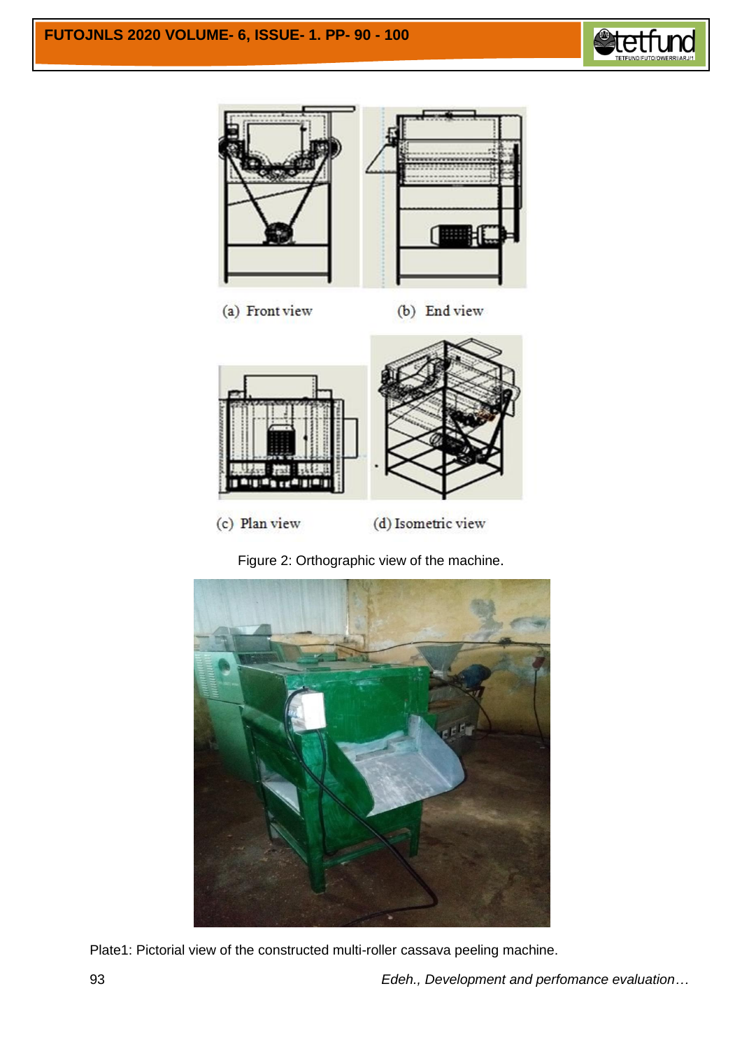(a) Front view

(b) End view

(c) Plan view

(d) Isometric view

Figure 2: Orthographic view of the machine.

Plate1: Pictorial view of the constructed multi-roller cassava peeling machine.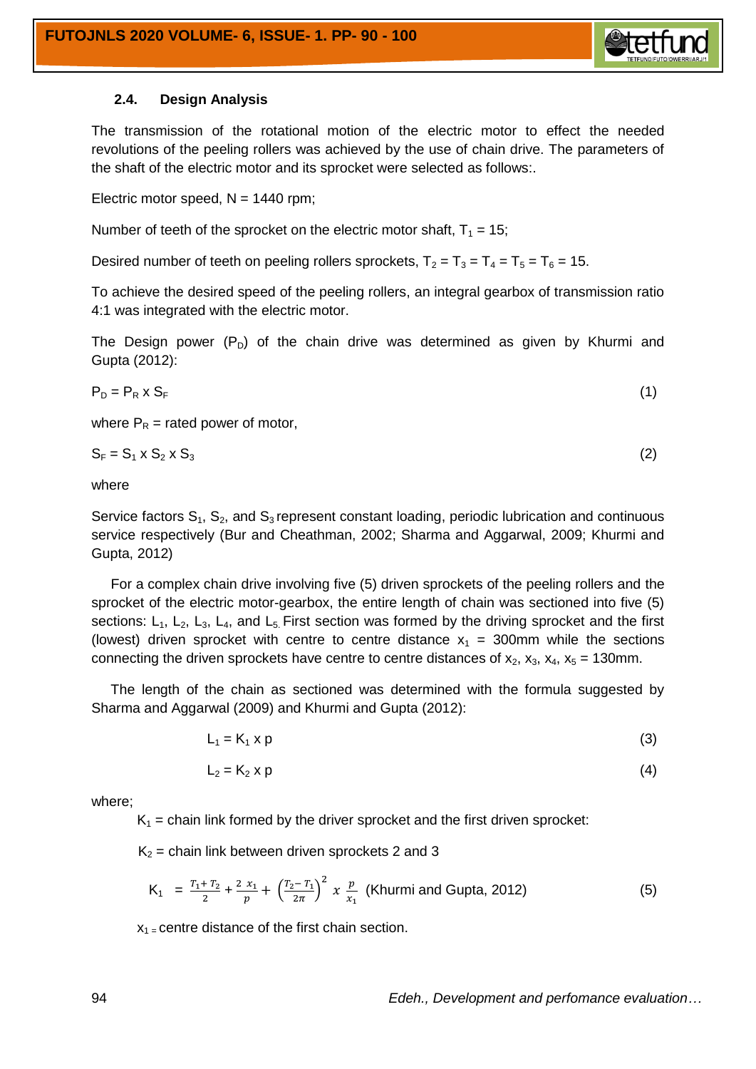### 2.4. Design Analysis

The transmission of the rotational motion of the electric motor to effect the needed revolutions of the peeling rollers was achieved by the use of chain drive. The parameters of the shaft of the electric motor and its sprocket were selected as follows:.

Electric motor speed, N = 1440 rpm;

Number of teeth of the sprocket on the electric motor shaft, $T_1 = 15$;

Desired number of teeth on peeling rollers sprockets, $T_2 = T_3 = T_4 = T_5 = T_6 = 15$.

To achieve the desired speed of the peeling rollers, an integral gearbox of transmission ratio 4:1 was integrated with the electric motor.

The Design power ($P_D$) of the chain drive was determined as given by Khurmi and Gupta (2012):

$$P_D = P_R \times S_F \tag{1}$$

where $P_R$ = rated power of motor,

$$S_F = S_1 \times S_2 \times S_3 \tag{2}$$

where

Service factors $S_1$, $S_2$, and $S_3$ represent constant loading, periodic lubrication and continuous service respectively (Bur and Cheathman, 2002; Sharma and Aggarwal, 2009; Khurmi and Gupta, 2012)

For a complex chain drive involving five (5) driven sprockets of the peeling rollers and the sprocket of the electric motor-gearbox, the entire length of chain was sectioned into five (5) sections: $L_1$, $L_2$, $L_3$, $L_4$, and $L_5$. First section was formed by the driving sprocket and the first (lowest) driven sprocket with centre to centre distance $x_1$ = 300mm while the sections connecting the driven sprockets have centre to centre distances of $x_2$, $x_3$, $x_4$, $x_5$ = 130mm.

The length of the chain as sectioned was determined with the formula suggested by Sharma and Aggarwal (2009) and Khurmi and Gupta (2012):

$$L_1 = K_1 \times p \tag{3}$$

$$L_2 = K_2 \times p \tag{4}$$

where;

$K_1$ = chain link formed by the driver sprocket and the first driven sprocket:

$K_2$ = chain link between driven sprockets 2 and 3

$$K_1 = \frac{T_1 + T_2}{2} + \frac{2\ x_1}{p} + \left(\frac{T_2 - T_1}{2\pi}\right)^2 x\ \frac{p}{x_1} \text{ (Khurmi and Gupta, 2012)} \tag{5}$$

$x_1$ = centre distance of the first chain section.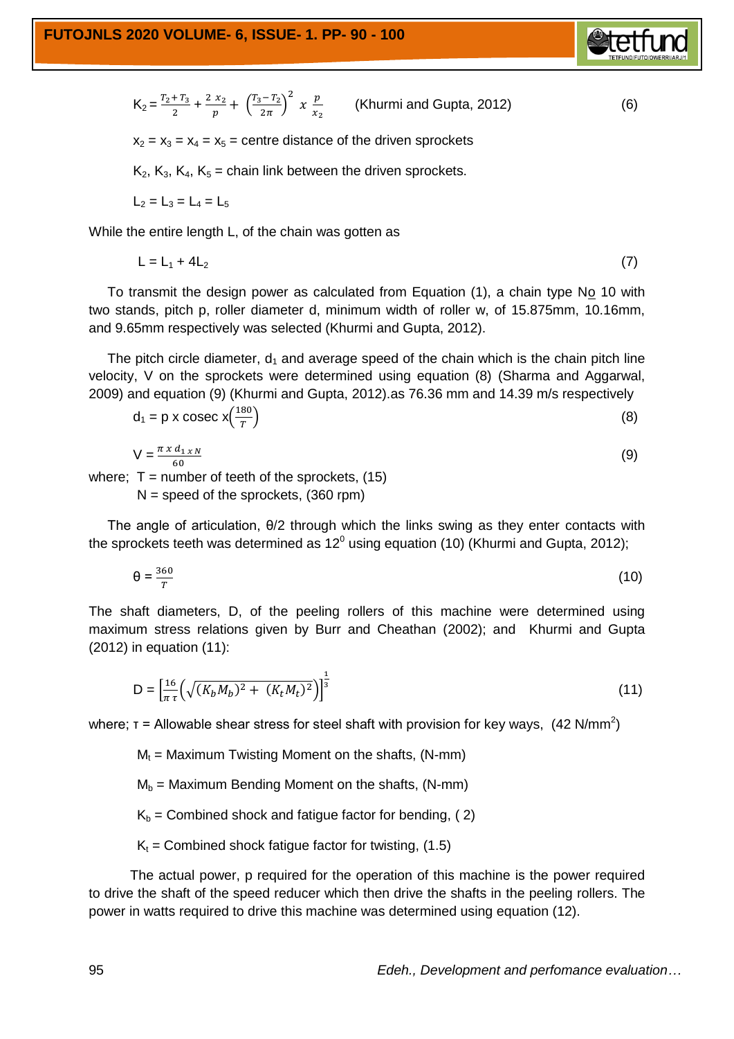$$K_2 = \frac{T_2 + T_3}{2} + \frac{2\ x_2}{p} + \left(\frac{T_3 - T_2}{2\pi}\right)^2\ x\ \frac{p}{x_2} \qquad \text{(Khurmi and Gupta, 2012)} \qquad (6)$$

$x_2 = x_3 = x_4 = x_5$ = centre distance of the driven sprockets

$K_2$, $K_3$, $K_4$, $K_5$ = chain link between the driven sprockets.

$L_2 = L_3 = L_4 = L_5$

While the entire length L, of the chain was gotten as

$$L = L_1 + 4L_2 \qquad (7)$$

To transmit the design power as calculated from Equation (1), a chain type No 10 with two stands, pitch p, roller diameter d, minimum width of roller w, of 15.875mm, 10.16mm, and 9.65mm respectively was selected (Khurmi and Gupta, 2012).

The pitch circle diameter, $d_1$ and average speed of the chain which is the chain pitch line velocity, V on the sprockets were determined using equation (8) (Sharma and Aggarwal, 2009) and equation (9) (Khurmi and Gupta, 2012).as 76.36 mm and 14.39 m/s respectively

$$d_1 = p\ \text{x cosec x}\left(\frac{180}{T}\right) \qquad (8)$$

$$V = \frac{\pi\ x\ d_{1\ x\ N}}{60} \qquad (9)$$

where; T = number of teeth of the sprockets, (15)

N = speed of the sprockets, (360 rpm)

The angle of articulation, θ/2 through which the links swing as they enter contacts with the sprockets teeth was determined as $12^0$ using equation (10) (Khurmi and Gupta, 2012);

$$\theta = \frac{360}{T} \qquad (10)$$

The shaft diameters, D, of the peeling rollers of this machine were determined using maximum stress relations given by Burr and Cheathan (2002); and Khurmi and Gupta (2012) in equation (11):

$$D = \left[\frac{16}{\pi\ \tau}\left(\sqrt{(K_b M_b)^2 + (K_t M_t)^2}\right)\right]^{\frac{1}{3}} \qquad (11)$$

where; τ = Allowable shear stress for steel shaft with provision for key ways, (42 N/mm$^2$)

$M_t$ = Maximum Twisting Moment on the shafts, (N-mm)

$M_b$ = Maximum Bending Moment on the shafts, (N-mm)

$K_b$ = Combined shock and fatigue factor for bending, ( 2)

$K_t$ = Combined shock fatigue factor for twisting, (1.5)

The actual power, p required for the operation of this machine is the power required to drive the shaft of the speed reducer which then drive the shafts in the peeling rollers. The power in watts required to drive this machine was determined using equation (12).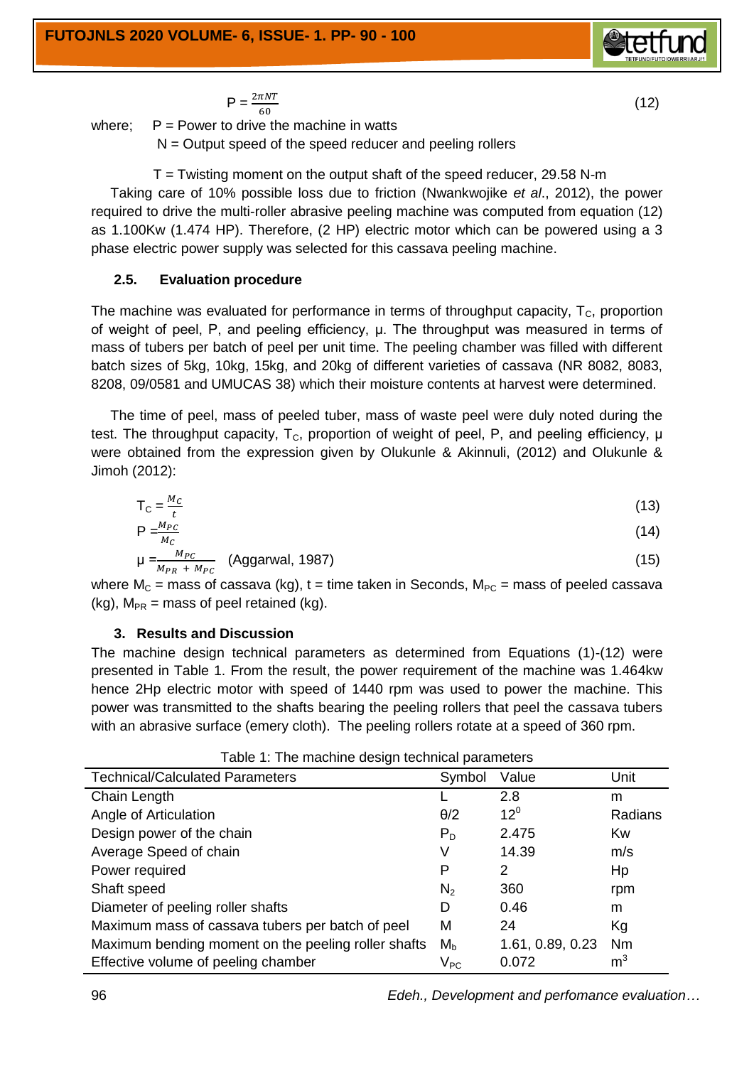$$P = \frac{2\pi NT}{60} \quad (12)$$

where; P = Power to drive the machine in watts

N = Output speed of the speed reducer and peeling rollers

T = Twisting moment on the output shaft of the speed reducer, 29.58 N-m

Taking care of 10% possible loss due to friction (Nwankwojike *et al*., 2012), the power required to drive the multi-roller abrasive peeling machine was computed from equation (12) as 1.100Kw (1.474 HP). Therefore, (2 HP) electric motor which can be powered using a 3 phase electric power supply was selected for this cassava peeling machine.

### 2.5. Evaluation procedure

The machine was evaluated for performance in terms of throughput capacity, $T_C$, proportion of weight of peel, P, and peeling efficiency, μ. The throughput was measured in terms of mass of tubers per batch of peel per unit time. The peeling chamber was filled with different batch sizes of 5kg, 10kg, 15kg, and 20kg of different varieties of cassava (NR 8082, 8083, 8208, 09/0581 and UMUCAS 38) which their moisture contents at harvest were determined.

The time of peel, mass of peeled tuber, mass of waste peel were duly noted during the test. The throughput capacity, $T_C$, proportion of weight of peel, P, and peeling efficiency, μ were obtained from the expression given by Olukunle & Akinnuli, (2012) and Olukunle & Jimoh (2012):

$$T_C = \frac{M_C}{t} \quad (13)$$

$$P = \frac{M_{PC}}{M_C} \quad (14)$$

$$\mu = \frac{M_{PC}}{M_{PR} + M_{PC}} \quad \text{(Aggarwal, 1987)} \quad (15)$$

where $M_C$ = mass of cassava (kg), t = time taken in Seconds, $M_{PC}$ = mass of peeled cassava (kg), $M_{PR}$ = mass of peel retained (kg).

## 3. Results and Discussion

The machine design technical parameters as determined from Equations (1)-(12) were presented in Table 1. From the result, the power requirement of the machine was 1.464kw hence 2Hp electric motor with speed of 1440 rpm was used to power the machine. This power was transmitted to the shafts bearing the peeling rollers that peel the cassava tubers with an abrasive surface (emery cloth). The peeling rollers rotate at a speed of 360 rpm.

Table 1: The machine design technical parameters

| Technical/Calculated Parameters | Symbol | Value | Unit |
|---|---|---|---|
| Chain Length | L | 2.8 | m |
| Angle of Articulation | $\theta/2$ | $12^0$ | Radians |
| Design power of the chain | $P_D$ | 2.475 | Kw |
| Average Speed of chain | V | 14.39 | m/s |
| Power required | P | 2 | Hp |
| Shaft speed | $N_2$ | 360 | rpm |
| Diameter of peeling roller shafts | D | 0.46 | m |
| Maximum mass of cassava tubers per batch of peel | M | 24 | Kg |
| Maximum bending moment on the peeling roller shafts | $M_b$ | 1.61, 0.89, 0.23 | Nm |
| Effective volume of peeling chamber | $V_{PC}$ | 0.072 | $m^3$ |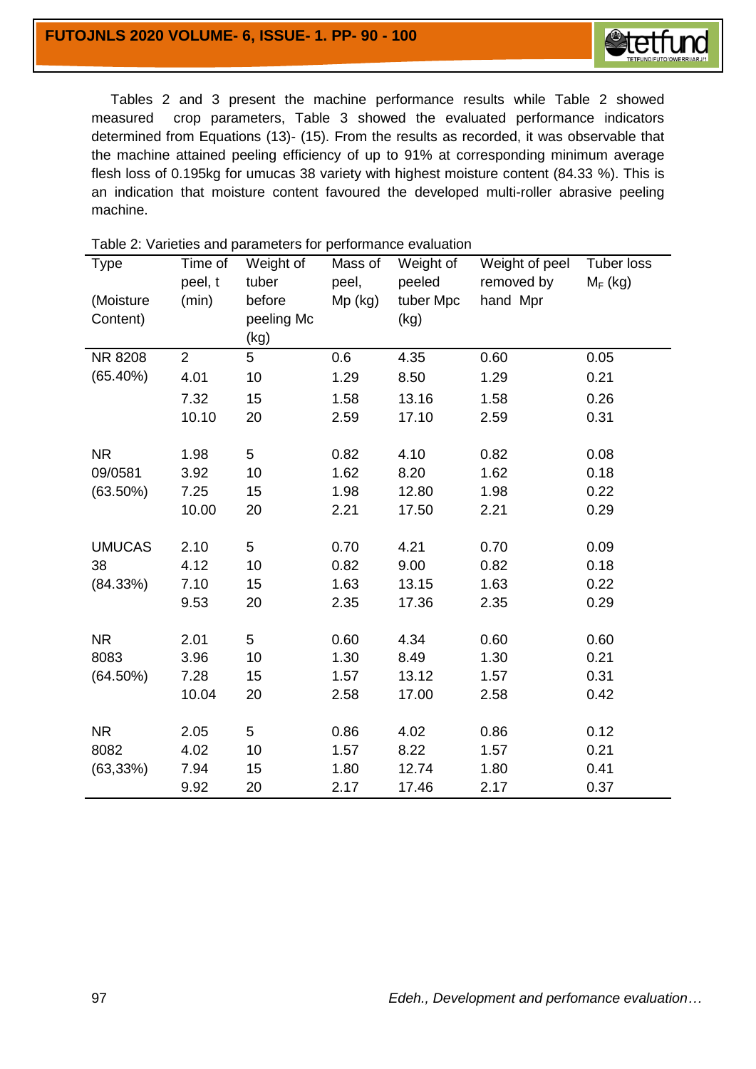Tables 2 and 3 present the machine performance results while Table 2 showed measured crop parameters, Table 3 showed the evaluated performance indicators determined from Equations (13)- (15). From the results as recorded, it was observable that the machine attained peeling efficiency of up to 91% at corresponding minimum average flesh loss of 0.195kg for umucas 38 variety with highest moisture content (84.33 %). This is an indication that moisture content favoured the developed multi-roller abrasive peeling machine.

Table 2: Varieties and parameters for performance evaluation

| Type (Moisture Content) | Time of peel, t (min) | Weight of tuber before peeling Mc (kg) | Mass of peel, Mp (kg) | Weight of peeled tuber Mpc (kg) | Weight of peel removed by hand Mpr | Tuber loss $M_F$ (kg) |
|---|---|---|---|---|---|---|
| NR 8208 (65.40%) | 2 | 5 | 0.6 | 4.35 | 0.60 | 0.05 |
| | 4.01 | 10 | 1.29 | 8.50 | 1.29 | 0.21 |
| | 7.32 | 15 | 1.58 | 13.16 | 1.58 | 0.26 |
| | 10.10 | 20 | 2.59 | 17.10 | 2.59 | 0.31 |
| NR 09/0581 (63.50%) | 1.98 | 5 | 0.82 | 4.10 | 0.82 | 0.08 |
| | 3.92 | 10 | 1.62 | 8.20 | 1.62 | 0.18 |
| | 7.25 | 15 | 1.98 | 12.80 | 1.98 | 0.22 |
| | 10.00 | 20 | 2.21 | 17.50 | 2.21 | 0.29 |
| UMUCAS 38 (84.33%) | 2.10 | 5 | 0.70 | 4.21 | 0.70 | 0.09 |
| | 4.12 | 10 | 0.82 | 9.00 | 0.82 | 0.18 |
| | 7.10 | 15 | 1.63 | 13.15 | 1.63 | 0.22 |
| | 9.53 | 20 | 2.35 | 17.36 | 2.35 | 0.29 |
| NR 8083 (64.50%) | 2.01 | 5 | 0.60 | 4.34 | 0.60 | 0.60 |
| | 3.96 | 10 | 1.30 | 8.49 | 1.30 | 0.21 |
| | 7.28 | 15 | 1.57 | 13.12 | 1.57 | 0.31 |
| | 10.04 | 20 | 2.58 | 17.00 | 2.58 | 0.42 |
| NR 8082 (63,33%) | 2.05 | 5 | 0.86 | 4.02 | 0.86 | 0.12 |
| | 4.02 | 10 | 1.57 | 8.22 | 1.57 | 0.21 |
| | 7.94 | 15 | 1.80 | 12.74 | 1.80 | 0.41 |
| | 9.92 | 20 | 2.17 | 17.46 | 2.17 | 0.37 |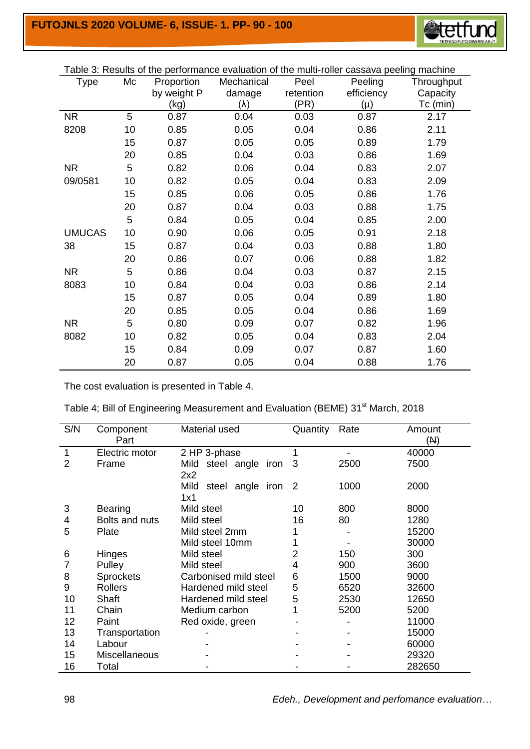Table 3: Results of the performance evaluation of the multi-roller cassava peeling machine

| Type | Mc | Proportion by weight P (kg) | Mechanical damage (λ) | Peel retention (PR) | Peeling efficiency (μ) | Throughput Capacity Tc (min) |
|---|---|---|---|---|---|---|
| NR | 5 | 0.87 | 0.04 | 0.03 | 0.87 | 2.17 |
| 8208 | 10 | 0.85 | 0.05 | 0.04 | 0.86 | 2.11 |
| | 15 | 0.87 | 0.05 | 0.05 | 0.89 | 1.79 |
| | 20 | 0.85 | 0.04 | 0.03 | 0.86 | 1.69 |
| NR | 5 | 0.82 | 0.06 | 0.04 | 0.83 | 2.07 |
| 09/0581 | 10 | 0.82 | 0.05 | 0.04 | 0.83 | 2.09 |
| | 15 | 0.85 | 0.06 | 0.05 | 0.86 | 1.76 |
| | 20 | 0.87 | 0.04 | 0.03 | 0.88 | 1.75 |
| | 5 | 0.84 | 0.05 | 0.04 | 0.85 | 2.00 |
| UMUCAS | 10 | 0.90 | 0.06 | 0.05 | 0.91 | 2.18 |
| 38 | 15 | 0.87 | 0.04 | 0.03 | 0.88 | 1.80 |
| | 20 | 0.86 | 0.07 | 0.06 | 0.88 | 1.82 |
| NR | 5 | 0.86 | 0.04 | 0.03 | 0.87 | 2.15 |
| 8083 | 10 | 0.84 | 0.04 | 0.03 | 0.86 | 2.14 |
| | 15 | 0.87 | 0.05 | 0.04 | 0.89 | 1.80 |
| | 20 | 0.85 | 0.05 | 0.04 | 0.86 | 1.69 |
| NR | 5 | 0.80 | 0.09 | 0.07 | 0.82 | 1.96 |
| 8082 | 10 | 0.82 | 0.05 | 0.04 | 0.83 | 2.04 |
| | 15 | 0.84 | 0.09 | 0.07 | 0.87 | 1.60 |
| | 20 | 0.87 | 0.05 | 0.04 | 0.88 | 1.76 |

The cost evaluation is presented in Table 4.

Table 4; Bill of Engineering Measurement and Evaluation (BEME) 31st March, 2018

| S/N | Component Part | Material used | Quantity | Rate | Amount (₦) |
|---|---|---|---|---|---|
| 1 | Electric motor | 2 HP 3-phase | 1 | - | 40000 |
| 2 | Frame | Mild steel angle iron 2x2 | 3 | 2500 | 7500 |
| | | Mild steel angle iron 1x1 | 2 | 1000 | 2000 |
| 3 | Bearing | Mild steel | 10 | 800 | 8000 |
| 4 | Bolts and nuts | Mild steel | 16 | 80 | 1280 |
| 5 | Plate | Mild steel 2mm | 1 | - | 15200 |
| | | Mild steel 10mm | 1 | - | 30000 |
| 6 | Hinges | Mild steel | 2 | 150 | 300 |
| 7 | Pulley | Mild steel | 4 | 900 | 3600 |
| 8 | Sprockets | Carbonised mild steel | 6 | 1500 | 9000 |
| 9 | Rollers | Hardened mild steel | 5 | 6520 | 32600 |
| 10 | Shaft | Hardened mild steel | 5 | 2530 | 12650 |
| 11 | Chain | Medium carbon | 1 | 5200 | 5200 |
| 12 | Paint | Red oxide, green | - | - | 11000 |
| 13 | Transportation | - | - | - | 15000 |
| 14 | Labour | - | - | - | 60000 |
| 15 | Miscellaneous | - | - | - | 29320 |
| 16 | Total | - | - | - | 282650 |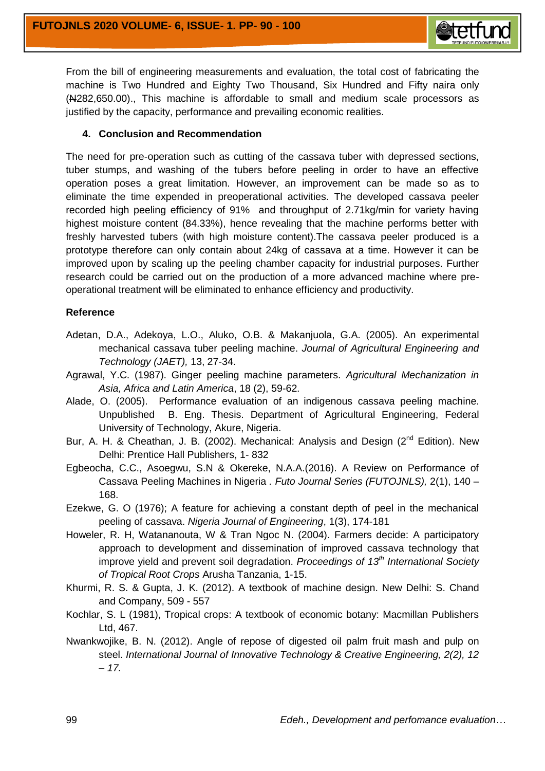From the bill of engineering measurements and evaluation, the total cost of fabricating the machine is Two Hundred and Eighty Two Thousand, Six Hundred and Fifty naira only (₦282,650.00)., This machine is affordable to small and medium scale processors as justified by the capacity, performance and prevailing economic realities.

## 4. Conclusion and Recommendation

The need for pre-operation such as cutting of the cassava tuber with depressed sections, tuber stumps, and washing of the tubers before peeling in order to have an effective operation poses a great limitation. However, an improvement can be made so as to eliminate the time expended in preoperational activities. The developed cassava peeler recorded high peeling efficiency of 91% and throughput of 2.71kg/min for variety having highest moisture content (84.33%), hence revealing that the machine performs better with freshly harvested tubers (with high moisture content).The cassava peeler produced is a prototype therefore can only contain about 24kg of cassava at a time. However it can be improved upon by scaling up the peeling chamber capacity for industrial purposes. Further research could be carried out on the production of a more advanced machine where pre-operational treatment will be eliminated to enhance efficiency and productivity.

## Reference

Adetan, D.A., Adekoya, L.O., Aluko, O.B. & Makanjuola, G.A. (2005). An experimental mechanical cassava tuber peeling machine. *Journal of Agricultural Engineering and Technology (JAET),* 13, 27-34.

Agrawal, Y.C. (1987). Ginger peeling machine parameters. *Agricultural Mechanization in Asia, Africa and Latin America*, 18 (2), 59-62.

Alade, O. (2005). Performance evaluation of an indigenous cassava peeling machine. Unpublished B. Eng. Thesis. Department of Agricultural Engineering, Federal University of Technology, Akure, Nigeria.

Bur, A. H. & Cheathan, J. B. (2002). Mechanical: Analysis and Design (2nd Edition). New Delhi: Prentice Hall Publishers, 1- 832

Egbeocha, C.C., Asoegwu, S.N & Okereke, N.A.A.(2016). A Review on Performance of Cassava Peeling Machines in Nigeria . *Futo Journal Series (FUTOJNLS),* 2(1), 140 – 168.

Ezekwe, G. O (1976); A feature for achieving a constant depth of peel in the mechanical peeling of cassava. *Nigeria Journal of Engineering*, 1(3), 174-181

Howeler, R. H, Watananouta, W & Tran Ngoc N. (2004). Farmers decide: A participatory approach to development and dissemination of improved cassava technology that improve yield and prevent soil degradation. *Proceedings of 13th International Society of Tropical Root Crops* Arusha Tanzania, 1-15.

Khurmi, R. S. & Gupta, J. K. (2012). A textbook of machine design. New Delhi: S. Chand and Company, 509 - 557

Kochlar, S. L (1981), Tropical crops: A textbook of economic botany: Macmillan Publishers Ltd, 467.

Nwankwojike, B. N. (2012). Angle of repose of digested oil palm fruit mash and pulp on steel. *International Journal of Innovative Technology & Creative Engineering, 2(2), 12 – 17.*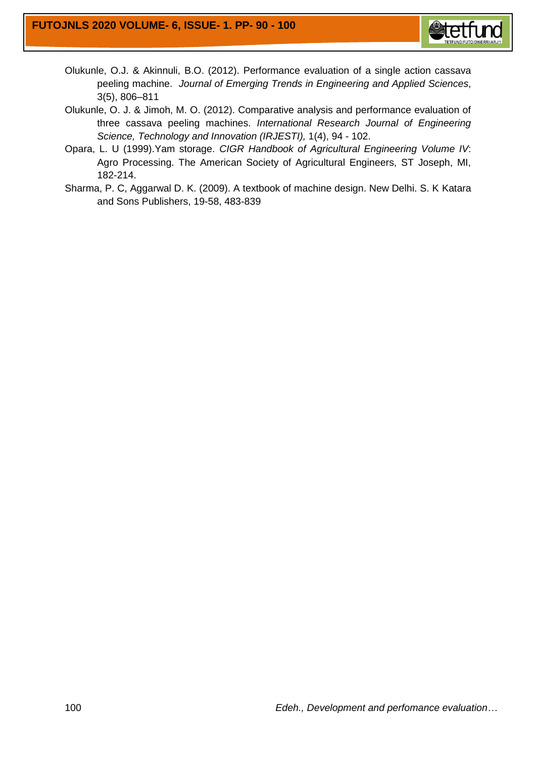Olukunle, O.J. & Akinnuli, B.O. (2012). Performance evaluation of a single action cassava peeling machine. *Journal of Emerging Trends in Engineering and Applied Sciences*, 3(5), 806–811

Olukunle, O. J. & Jimoh, M. O. (2012). Comparative analysis and performance evaluation of three cassava peeling machines. *International Research Journal of Engineering Science, Technology and Innovation (IRJESTI),* 1(4), 94 - 102.

Opara, L. U (1999).Yam storage. *CIGR Handbook of Agricultural Engineering Volume IV*: Agro Processing. The American Society of Agricultural Engineers, ST Joseph, MI, 182-214.

Sharma, P. C, Aggarwal D. K. (2009). A textbook of machine design. New Delhi. S. K Katara and Sons Publishers, 19-58, 483-839